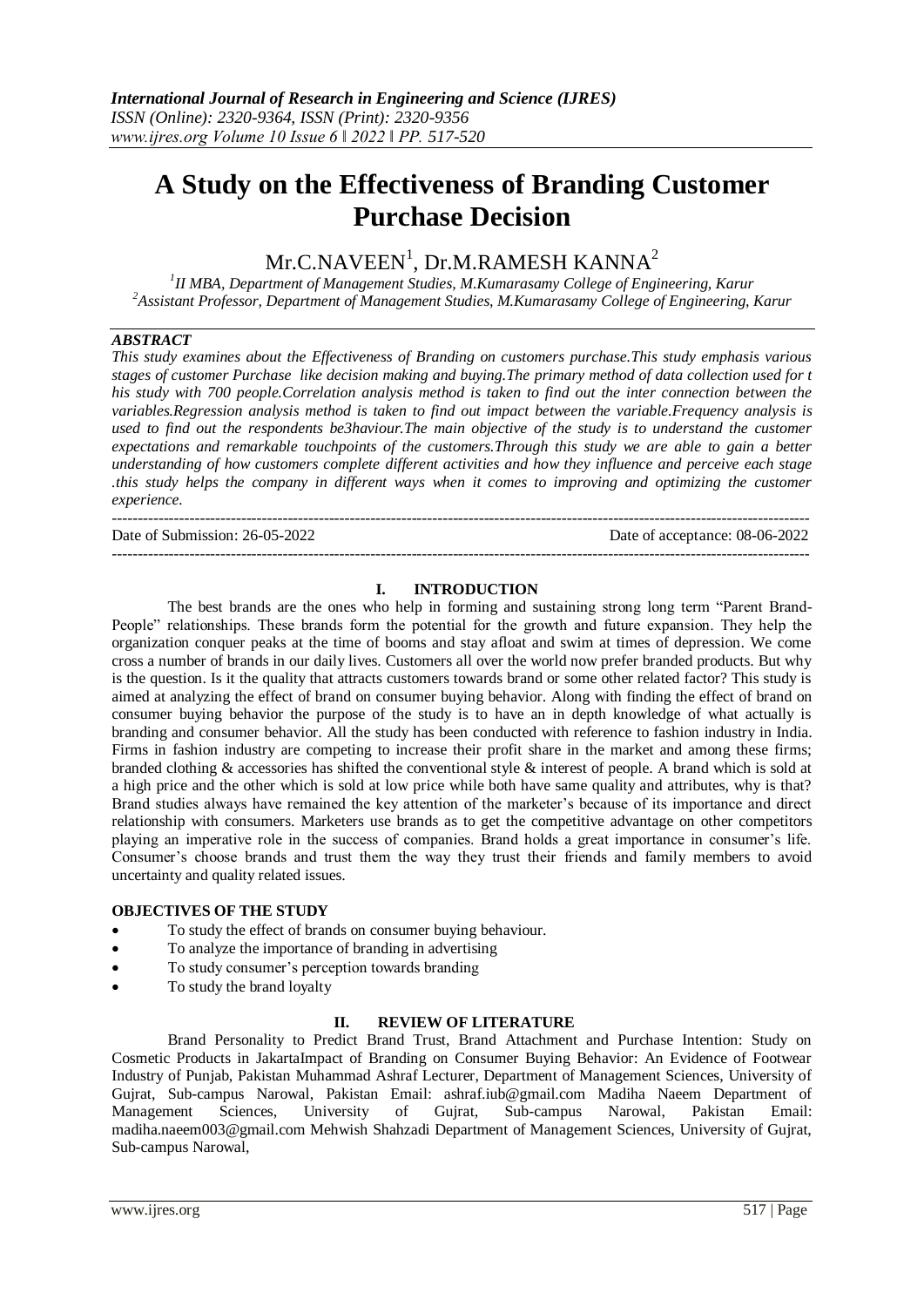# A Study on the Effectiveness of Branding Customer Purchase Decision

Mr.C.NAVEEN[1], Dr.M.RAMESH KANNA[2]

[1]*II MBA, Department of Management Studies, M.Kumarasamy College of Engineering, Karur*
[2]*Assistant Professor, Department of Management Studies, M.Kumarasamy College of Engineering, Karur*

### *ABSTRACT*

*This study examines about the Effectiveness of Branding on customers purchase.This study emphasis various stages of customer Purchase like decision making and buying.The primary method of data collection used for t his study with 700 people.Correlation analysis method is taken to find out the inter connection between the variables.Regression analysis method is taken to find out impact between the variable.Frequency analysis is used to find out the respondents be3haviour.The main objective of the study is to understand the customer expectations and remarkable touchpoints of the customers.Through this study we are able to gain a better understanding of how customers complete different activities and how they influence and perceive each stage .this study helps the company in different ways when it comes to improving and optimizing the customer experience.*

Date of Submission: 26-05-2022 Date of acceptance: 08-06-2022

## I. INTRODUCTION

The best brands are the ones who help in forming and sustaining strong long term "Parent Brand-People" relationships. These brands form the potential for the growth and future expansion. They help the organization conquer peaks at the time of booms and stay afloat and swim at times of depression. We come cross a number of brands in our daily lives. Customers all over the world now prefer branded products. But why is the question. Is it the quality that attracts customers towards brand or some other related factor? This study is aimed at analyzing the effect of brand on consumer buying behavior. Along with finding the effect of brand on consumer buying behavior the purpose of the study is to have an in depth knowledge of what actually is branding and consumer behavior. All the study has been conducted with reference to fashion industry in India. Firms in fashion industry are competing to increase their profit share in the market and among these firms; branded clothing & accessories has shifted the conventional style & interest of people. A brand which is sold at a high price and the other which is sold at low price while both have same quality and attributes, why is that? Brand studies always have remained the key attention of the marketer's because of its importance and direct relationship with consumers. Marketers use brands as to get the competitive advantage on other competitors playing an imperative role in the success of companies. Brand holds a great importance in consumer's life. Consumer's choose brands and trust them the way they trust their friends and family members to avoid uncertainty and quality related issues.

### OBJECTIVES OF THE STUDY

- To study the effect of brands on consumer buying behaviour.
- To analyze the importance of branding in advertising
- To study consumer's perception towards branding
- To study the brand loyalty

## II. REVIEW OF LITERATURE

Brand Personality to Predict Brand Trust, Brand Attachment and Purchase Intention: Study on Cosmetic Products in JakartaImpact of Branding on Consumer Buying Behavior: An Evidence of Footwear Industry of Punjab, Pakistan Muhammad Ashraf Lecturer, Department of Management Sciences, University of Gujrat, Sub-campus Narowal, Pakistan Email: ashraf.iub@gmail.com Madiha Naeem Department of Management Sciences, University of Gujrat, Sub-campus Narowal, Pakistan Email: madiha.naeem003@gmail.com Mehwish Shahzadi Department of Management Sciences, University of Gujrat, Sub-campus Narowal,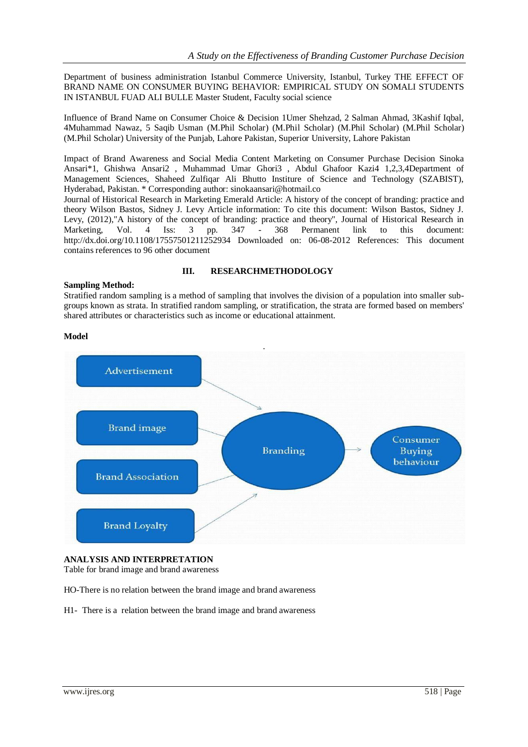Department of business administration Istanbul Commerce University, Istanbul, Turkey THE EFFECT OF BRAND NAME ON CONSUMER BUYING BEHAVIOR: EMPIRICAL STUDY ON SOMALI STUDENTS IN ISTANBUL FUAD ALI BULLE Master Student, Faculty social science

Influence of Brand Name on Consumer Choice & Decision 1Umer Shehzad, 2 Salman Ahmad, 3Kashif Iqbal, 4Muhammad Nawaz, 5 Saqib Usman (M.Phil Scholar) (M.Phil Scholar) (M.Phil Scholar) (M.Phil Scholar) (M.Phil Scholar) University of the Punjab, Lahore Pakistan, Superior University, Lahore Pakistan

Impact of Brand Awareness and Social Media Content Marketing on Consumer Purchase Decision Sinoka Ansari*1, Ghishwa Ansari2 , Muhammad Umar Ghori3 , Abdul Ghafoor Kazi4 1,2,3,4Department of Management Sciences, Shaheed Zulfiqar Ali Bhutto Institure of Science and Technology (SZABIST), Hyderabad, Pakistan. * Corresponding author: sinokaansari@hotmail.co
Journal of Historical Research in Marketing Emerald Article: A history of the concept of branding: practice and theory Wilson Bastos, Sidney J. Levy Article information: To cite this document: Wilson Bastos, Sidney J. Levy, (2012),"A history of the concept of branding: practice and theory", Journal of Historical Research in Marketing, Vol. 4 Iss: 3 pp. 347 - 368 Permanent link to this document: http://dx.doi.org/10.1108/17557501211252934 Downloaded on: 06-08-2012 References: This document contains references to 96 other document

## III. RESEARCHMETHODOLOGY

**Sampling Method:**
Stratified random sampling is a method of sampling that involves the division of a population into smaller sub-groups known as strata. In stratified random sampling, or stratification, the strata are formed based on members' shared attributes or characteristics such as income or educational attainment.

**Model**

Advertisement → Branding
Brand image → Branding
Brand Association → Branding
Brand Loyalty → Branding
Branding → Consumer Buying behaviour

**ANALYSIS AND INTERPRETATION**
Table for brand image and brand awareness

HO-There is no relation between the brand image and brand awareness

H1- There is a relation between the brand image and brand awareness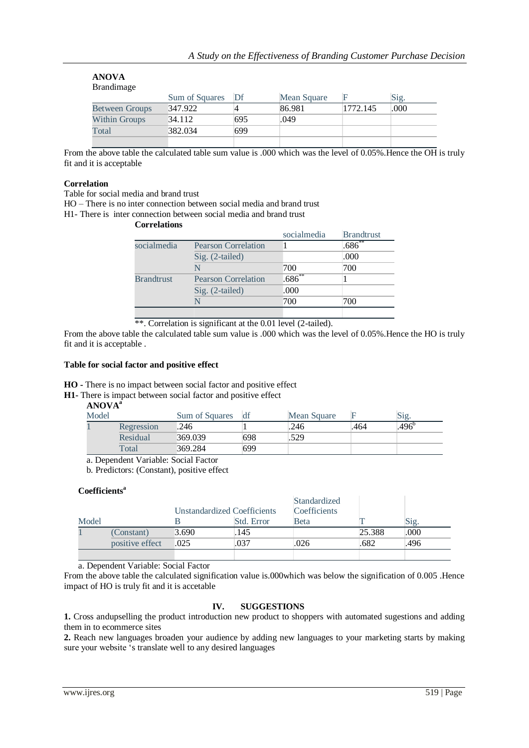**ANOVA**

Brandimage

| | Sum of Squares | Df | Mean Square | F | Sig. |
|---|---|---|---|---|---|
| Between Groups | 347.922 | 4 | 86.981 | 1772.145 | .000 |
| Within Groups | 34.112 | 695 | .049 | | |
| Total | 382.034 | 699 | | | |

From the above table the calculated table sum value is .000 which was the level of 0.05%.Hence the OH is truly fit and it is acceptable

**Correlation**

Table for social media and brand trust

HO – There is no inter connection between social media and brand trust

H1- There is inter connection between social media and brand trust

**Correlations**

| | | socialmedia | Brandtrust |
|---|---|---|---|
| socialmedia | Pearson Correlation | 1 | .686** |
| | Sig. (2-tailed) | | .000 |
| | N | 700 | 700 |
| Brandtrust | Pearson Correlation | .686** | 1 |
| | Sig. (2-tailed) | .000 | |
| | N | 700 | 700 |

**. Correlation is significant at the 0.01 level (2-tailed).

From the above table the calculated table sum value is .000 which was the level of 0.05%.Hence the HO is truly fit and it is acceptable .

**Table for social factor and positive effect**

**HO -** There is no impact between social factor and positive effect

**H1-** There is impact between social factor and positive effect

**ANOVA[a]**

| Model | | Sum of Squares | df | Mean Square | F | Sig. |
|---|---|---|---|---|---|---|
| 1 | Regression | .246 | 1 | .246 | .464 | .496[b] |
| | Residual | 369.039 | 698 | .529 | | |
| | Total | 369.284 | 699 | | | |

a. Dependent Variable: Social Factor

b. Predictors: (Constant), positive effect

**Coefficients[a]**

| Model | | Unstandardized Coefficients | | Standardized Coefficients | T | Sig. |
|---|---|---|---|---|---|---|
| | | B | Std. Error | Beta | | |
| 1 | (Constant) | 3.690 | .145 | | 25.388 | .000 |
| | positive effect | .025 | .037 | .026 | .682 | .496 |

a. Dependent Variable: Social Factor

From the above table the calculated signification value is.000which was below the signification of 0.005 .Hence impact of HO is truly fit and it is accetable

## IV. SUGGESTIONS

**1.** Cross andupselling the product introduction new product to shoppers with automated sugestions and adding them in to ecommerce sites

**2.** Reach new languages broaden your audience by adding new languages to your marketing starts by making sure your website 's translate well to any desired languages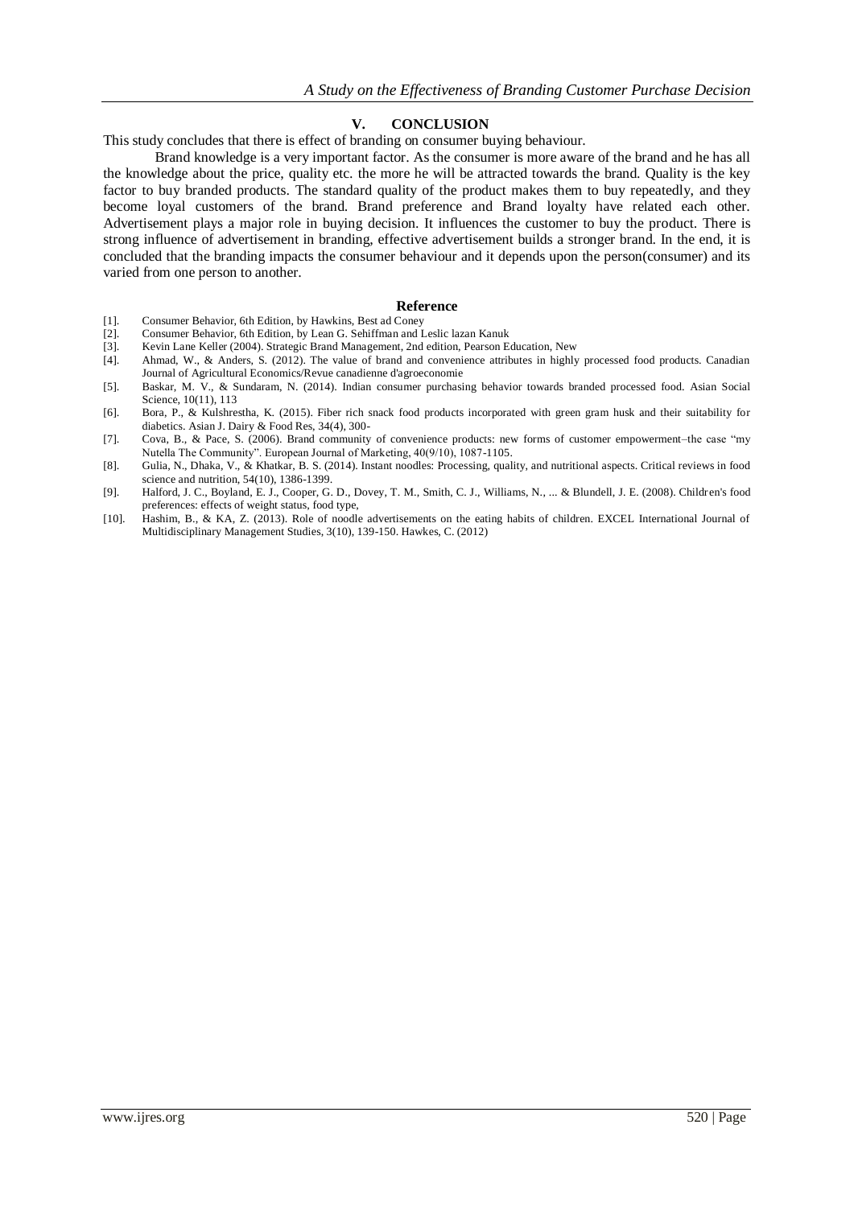## V. CONCLUSION

This study concludes that there is effect of branding on consumer buying behaviour.

Brand knowledge is a very important factor. As the consumer is more aware of the brand and he has all the knowledge about the price, quality etc. the more he will be attracted towards the brand. Quality is the key factor to buy branded products. The standard quality of the product makes them to buy repeatedly, and they become loyal customers of the brand. Brand preference and Brand loyalty have related each other. Advertisement plays a major role in buying decision. It influences the customer to buy the product. There is strong influence of advertisement in branding, effective advertisement builds a stronger brand. In the end, it is concluded that the branding impacts the consumer behaviour and it depends upon the person(consumer) and its varied from one person to another.

## Reference

[1]. Consumer Behavior, 6th Edition, by Hawkins, Best ad Coney

[2]. Consumer Behavior, 6th Edition, by Lean G. Sehiffman and Leslic lazan Kanuk

[3]. Kevin Lane Keller (2004). Strategic Brand Management, 2nd edition, Pearson Education, New

[4]. Ahmad, W., & Anders, S. (2012). The value of brand and convenience attributes in highly processed food products. Canadian Journal of Agricultural Economics/Revue canadienne d'agroeconomie

[5]. Baskar, M. V., & Sundaram, N. (2014). Indian consumer purchasing behavior towards branded processed food. Asian Social Science, 10(11), 113

[6]. Bora, P., & Kulshrestha, K. (2015). Fiber rich snack food products incorporated with green gram husk and their suitability for diabetics. Asian J. Dairy & Food Res, 34(4), 300-

[7]. Cova, B., & Pace, S. (2006). Brand community of convenience products: new forms of customer empowerment–the case "my Nutella The Community". European Journal of Marketing, 40(9/10), 1087-1105.

[8]. Gulia, N., Dhaka, V., & Khatkar, B. S. (2014). Instant noodles: Processing, quality, and nutritional aspects. Critical reviews in food science and nutrition, 54(10), 1386-1399.

[9]. Halford, J. C., Boyland, E. J., Cooper, G. D., Dovey, T. M., Smith, C. J., Williams, N., ... & Blundell, J. E. (2008). Children's food preferences: effects of weight status, food type,

[10]. Hashim, B., & KA, Z. (2013). Role of noodle advertisements on the eating habits of children. EXCEL International Journal of Multidisciplinary Management Studies, 3(10), 139-150. Hawkes, C. (2012)